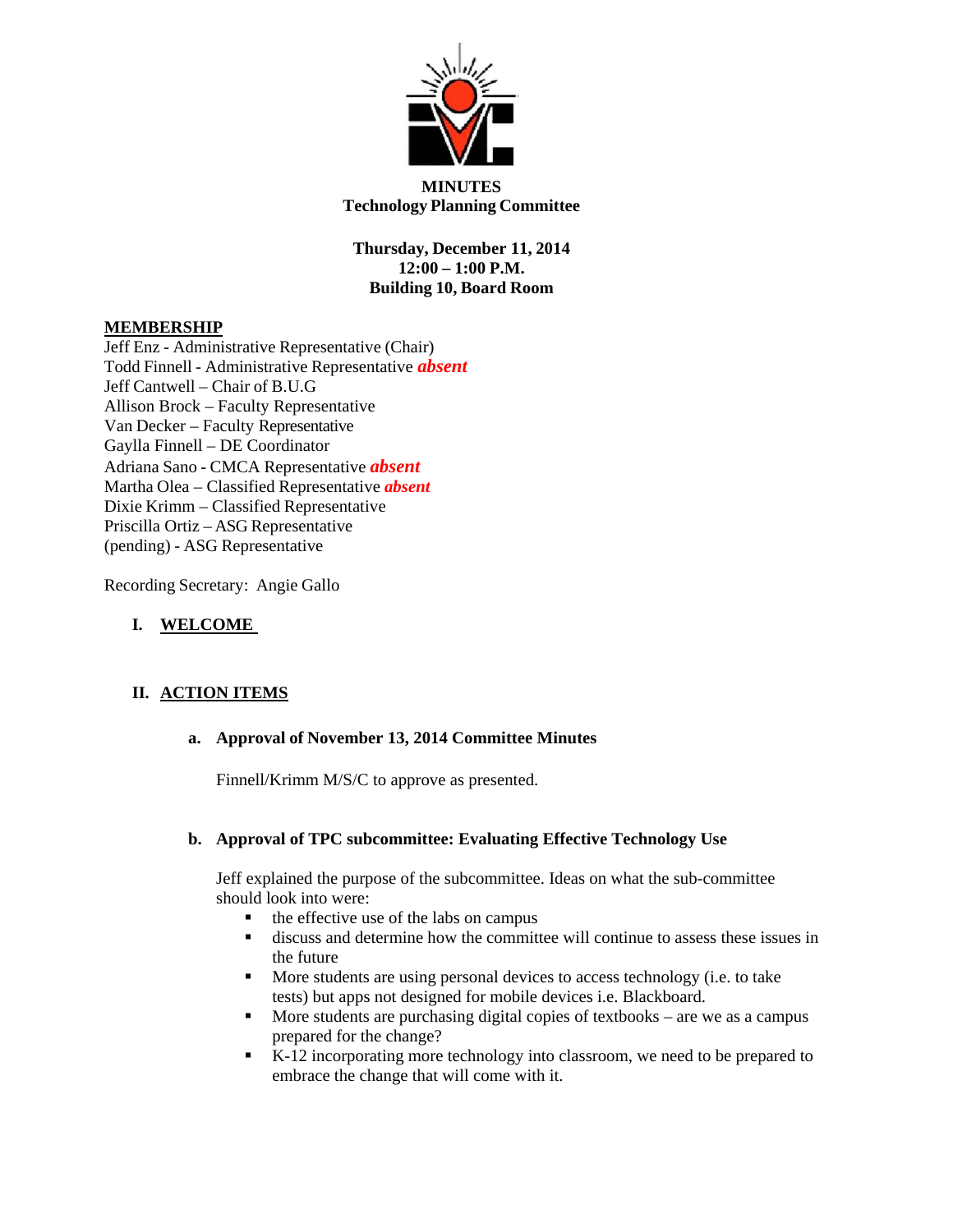**MINUTES**
**Technology Planning Committee**

**Thursday, December 11, 2014**
**12:00 – 1:00 P.M.**
**Building 10, Board Room**

**MEMBERSHIP**

Jeff Enz - Administrative Representative (Chair)
Todd Finnell - Administrative Representative ***absent***
Jeff Cantwell – Chair of B.U.G
Allison Brock – Faculty Representative
Van Decker – Faculty Representative
Gaylla Finnell – DE Coordinator
Adriana Sano - CMCA Representative ***absent***
Martha Olea – Classified Representative ***absent***
Dixie Krimm – Classified Representative
Priscilla Ortiz – ASG Representative
(pending) - ASG Representative

Recording Secretary: Angie Gallo

## I. WELCOME

## II. ACTION ITEMS

### a. Approval of November 13, 2014 Committee Minutes

Finnell/Krimm M/S/C to approve as presented.

### b. Approval of TPC subcommittee: Evaluating Effective Technology Use

Jeff explained the purpose of the subcommittee. Ideas on what the sub-committee should look into were:

- the effective use of the labs on campus
- discuss and determine how the committee will continue to assess these issues in the future
- More students are using personal devices to access technology (i.e. to take tests) but apps not designed for mobile devices i.e. Blackboard.
- More students are purchasing digital copies of textbooks – are we as a campus prepared for the change?
- K-12 incorporating more technology into classroom, we need to be prepared to embrace the change that will come with it.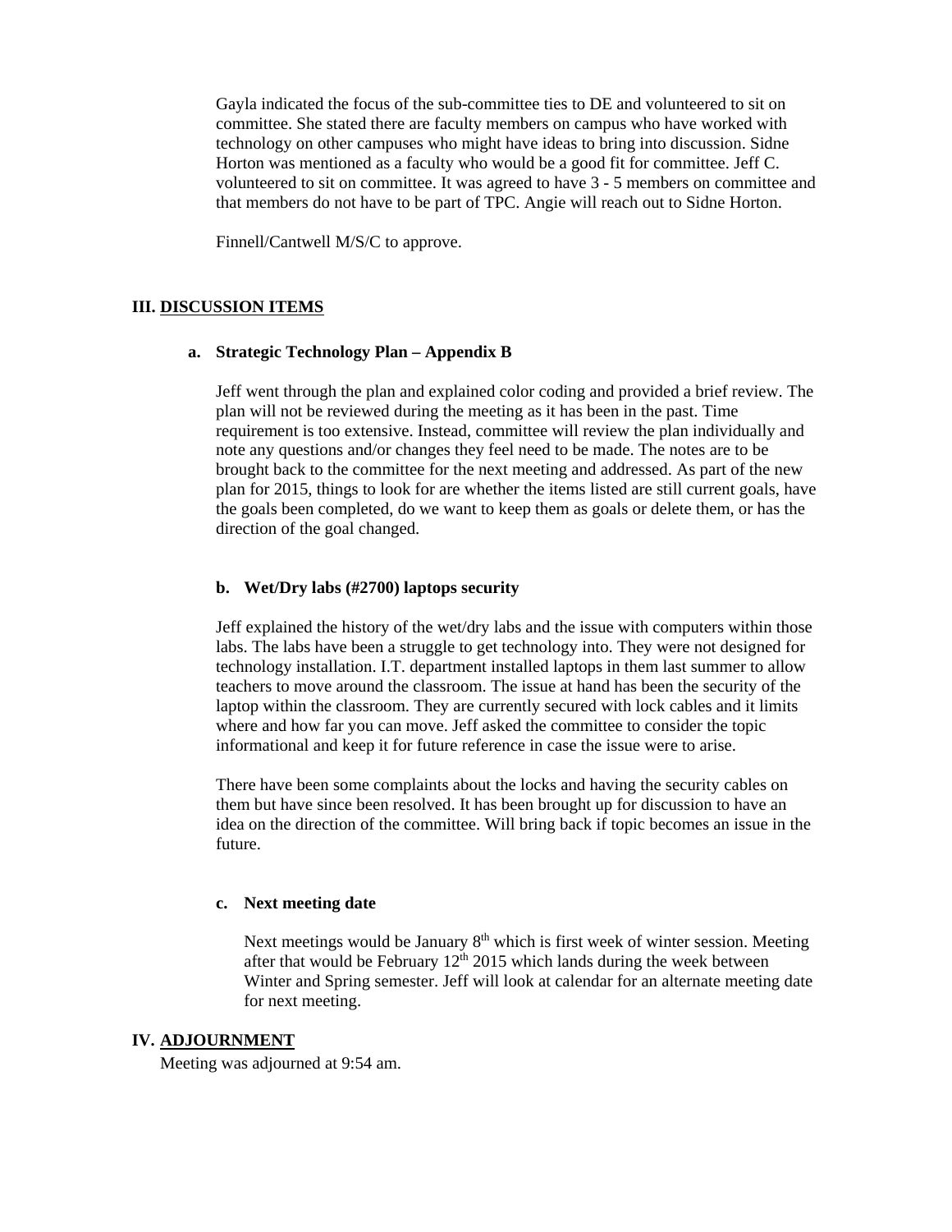Gayla indicated the focus of the sub-committee ties to DE and volunteered to sit on committee. She stated there are faculty members on campus who have worked with technology on other campuses who might have ideas to bring into discussion. Sidne Horton was mentioned as a faculty who would be a good fit for committee. Jeff C. volunteered to sit on committee. It was agreed to have 3 - 5 members on committee and that members do not have to be part of TPC. Angie will reach out to Sidne Horton.

Finnell/Cantwell M/S/C to approve.

## III. DISCUSSION ITEMS

### a. Strategic Technology Plan – Appendix B

Jeff went through the plan and explained color coding and provided a brief review. The plan will not be reviewed during the meeting as it has been in the past. Time requirement is too extensive. Instead, committee will review the plan individually and note any questions and/or changes they feel need to be made. The notes are to be brought back to the committee for the next meeting and addressed. As part of the new plan for 2015, things to look for are whether the items listed are still current goals, have the goals been completed, do we want to keep them as goals or delete them, or has the direction of the goal changed.

### b. Wet/Dry labs (#2700) laptops security

Jeff explained the history of the wet/dry labs and the issue with computers within those labs. The labs have been a struggle to get technology into. They were not designed for technology installation. I.T. department installed laptops in them last summer to allow teachers to move around the classroom. The issue at hand has been the security of the laptop within the classroom. They are currently secured with lock cables and it limits where and how far you can move. Jeff asked the committee to consider the topic informational and keep it for future reference in case the issue were to arise.

There have been some complaints about the locks and having the security cables on them but have since been resolved. It has been brought up for discussion to have an idea on the direction of the committee. Will bring back if topic becomes an issue in the future.

### c. Next meeting date

Next meetings would be January 8th which is first week of winter session. Meeting after that would be February 12th 2015 which lands during the week between Winter and Spring semester. Jeff will look at calendar for an alternate meeting date for next meeting.

## IV. ADJOURNMENT

Meeting was adjourned at 9:54 am.